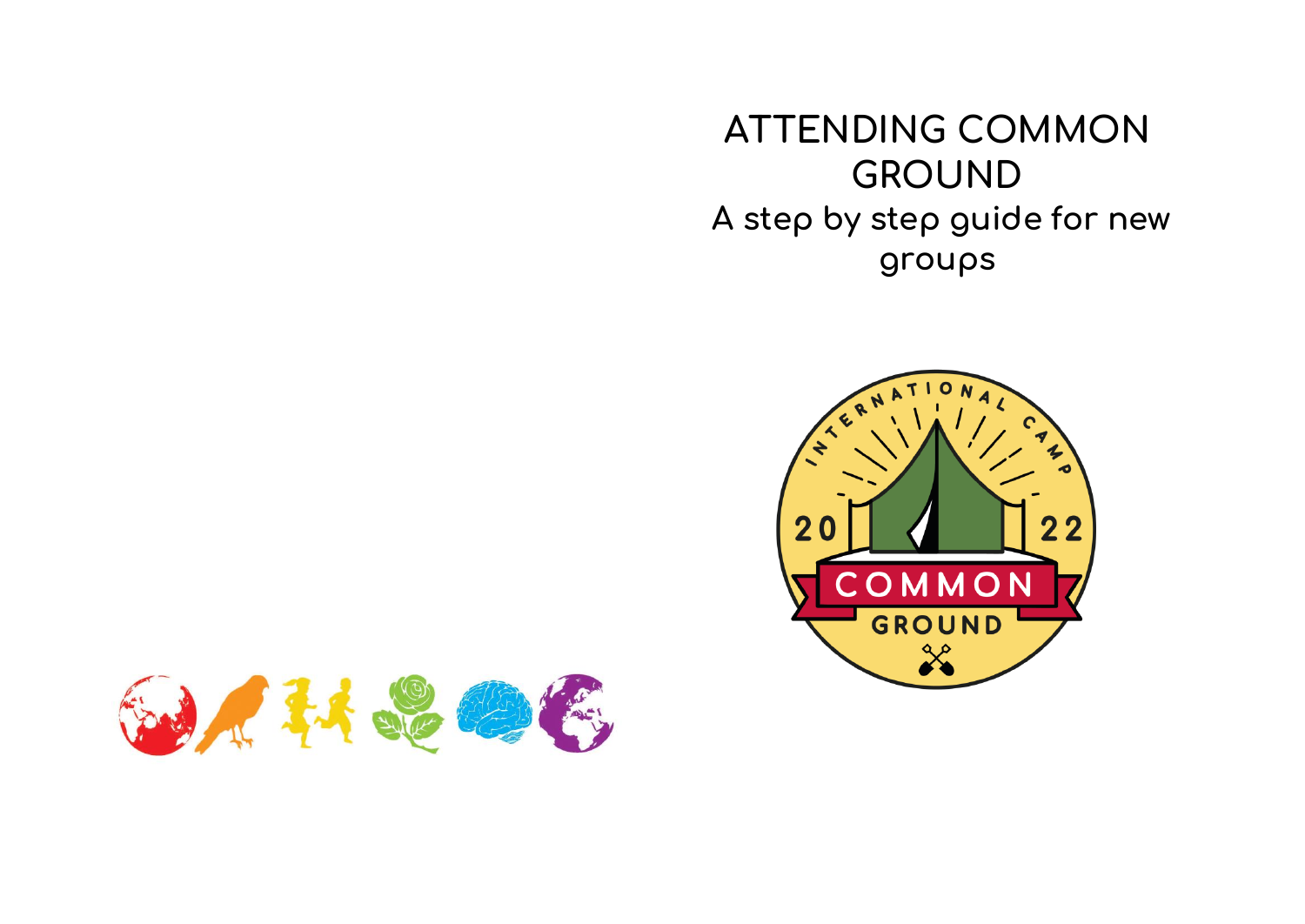# ATTENDING COMMON GROUND

## A step by step guide for new groups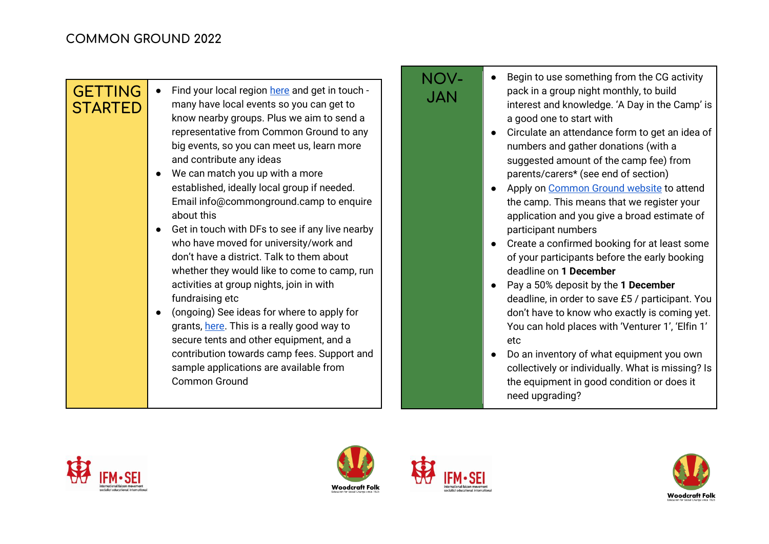| GETTING STARTED | |
|---|---|
| | • Find your local region here and get in touch - many have local events so you can get to know nearby groups. Plus we aim to send a representative from Common Ground to any big events, so you can meet us, learn more and contribute any ideas<br>• We can match you up with a more established, ideally local group if needed. Email info@commonground.camp to enquire about this<br>• Get in touch with DFs to see if any live nearby who have moved for university/work and don't have a district. Talk to them about whether they would like to come to camp, run activities at group nights, join in with fundraising etc<br>• (ongoing) See ideas for where to apply for grants, here. This is a really good way to secure tents and other equipment, and a contribution towards camp fees. Support and sample applications are available from Common Ground |

| NOV-JAN | |
|---|---|
| | • Begin to use something from the CG activity pack in a group night monthly, to build interest and knowledge. 'A Day in the Camp' is a good one to start with<br>• Circulate an attendance form to get an idea of numbers and gather donations (with a suggested amount of the camp fee) from parents/carers* (see end of section)<br>• Apply on Common Ground website to attend the camp. This means that we register your application and you give a broad estimate of participant numbers<br>• Create a confirmed booking for at least some of your participants before the early booking deadline on **1 December**<br>• Pay a 50% deposit by the **1 December** deadline, in order to save £5 / participant. You don't have to know who exactly is coming yet. You can hold places with 'Venturer 1', 'Elfin 1' etc<br>• Do an inventory of what equipment you own collectively or individually. What is missing? Is the equipment in good condition or does it need upgrading? |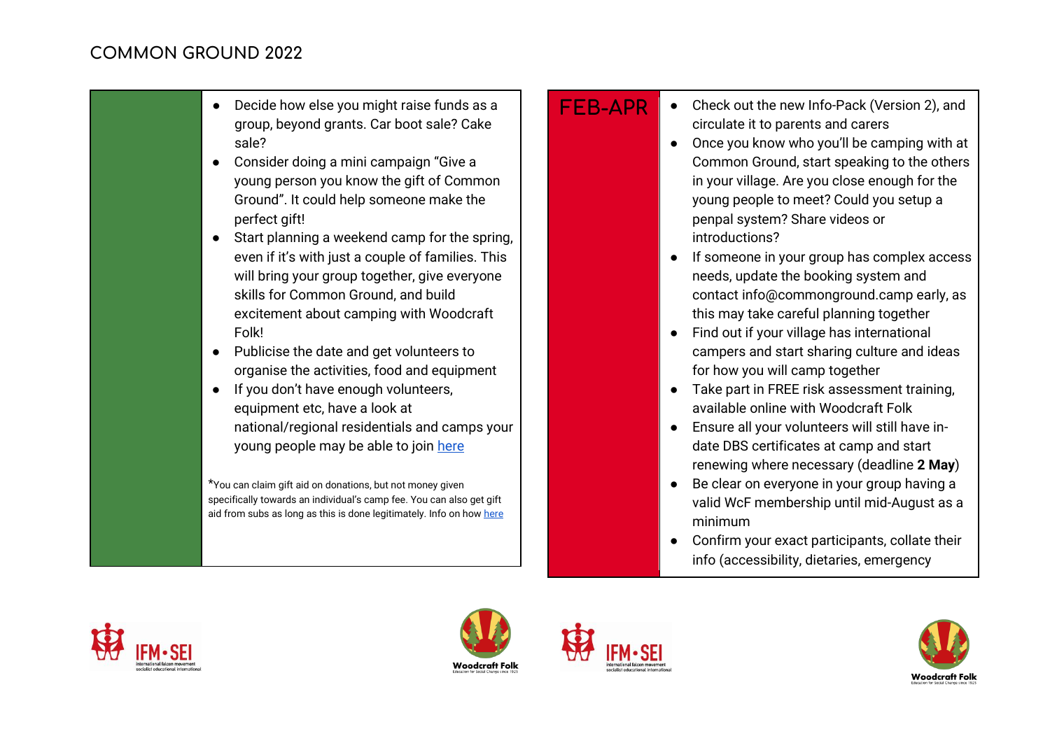| | |
|---|---|
| | ● Decide how else you might raise funds as a group, beyond grants. Car boot sale? Cake sale?<br>● Consider doing a mini campaign "Give a young person you know the gift of Common Ground". It could help someone make the perfect gift!<br>● Start planning a weekend camp for the spring, even if it's with just a couple of families. This will bring your group together, give everyone skills for Common Ground, and build excitement about camping with Woodcraft Folk!<br>● Publicise the date and get volunteers to organise the activities, food and equipment<br>● If you don't have enough volunteers, equipment etc, have a look at national/regional residentials and camps your young people may be able to join [here](#)<br><br>*You can claim gift aid on donations, but not money given specifically towards an individual's camp fee. You can also get gift aid from subs as long as this is done legitimately. Info on how [here](#) |

| | |
|---|---|
| FEB-APR | ● Check out the new Info-Pack (Version 2), and circulate it to parents and carers<br>● Once you know who you'll be camping with at Common Ground, start speaking to the others in your village. Are you close enough for the young people to meet? Could you setup a penpal system? Share videos or introductions?<br>● If someone in your group has complex access needs, update the booking system and contact info@commonground.camp early, as this may take careful planning together<br>● Find out if your village has international campers and start sharing culture and ideas for how you will camp together<br>● Take part in FREE risk assessment training, available online with Woodcraft Folk<br>● Ensure all your volunteers will still have in-date DBS certificates at camp and start renewing where necessary (deadline **2 May**)<br>● Be clear on everyone in your group having a valid WcF membership until mid-August as a minimum<br>● Confirm your exact participants, collate their info (accessibility, dietaries, emergency |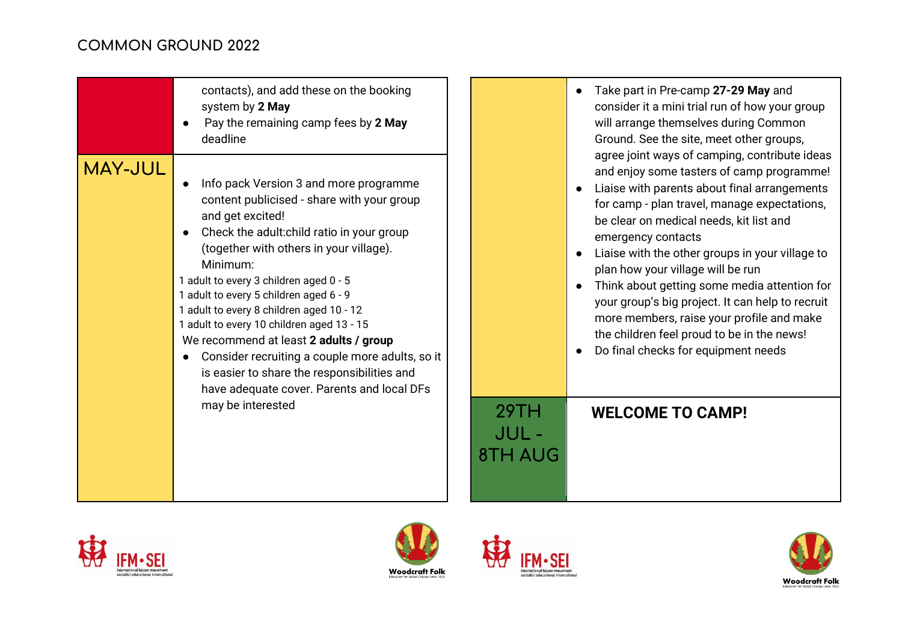| | |
|---|---|
| | contacts), and add these on the booking system by **2 May**<br>• Pay the remaining camp fees by **2 May** deadline |
| MAY-JUL | • Info pack Version 3 and more programme content publicised - share with your group and get excited!<br>• Check the adult:child ratio in your group (together with others in your village). Minimum:<br>1 adult to every 3 children aged 0 - 5<br>1 adult to every 5 children aged 6 - 9<br>1 adult to every 8 children aged 10 - 12<br>1 adult to every 10 children aged 13 - 15<br>We recommend at least **2 adults / group**<br>• Consider recruiting a couple more adults, so it is easier to share the responsibilities and have adequate cover. Parents and local DFs may be interested<br>• Take part in Pre-camp **27-29 May** and consider it a mini trial run of how your group will arrange themselves during Common Ground. See the site, meet other groups, agree joint ways of camping, contribute ideas and enjoy some tasters of camp programme!<br>• Liaise with parents about final arrangements for camp - plan travel, manage expectations, be clear on medical needs, kit list and emergency contacts<br>• Liaise with the other groups in your village to plan how your village will be run<br>• Think about getting some media attention for your group's big project. It can help to recruit more members, raise your profile and make the children feel proud to be in the news!<br>• Do final checks for equipment needs |
| 29TH JUL - 8TH AUG | **WELCOME TO CAMP!** |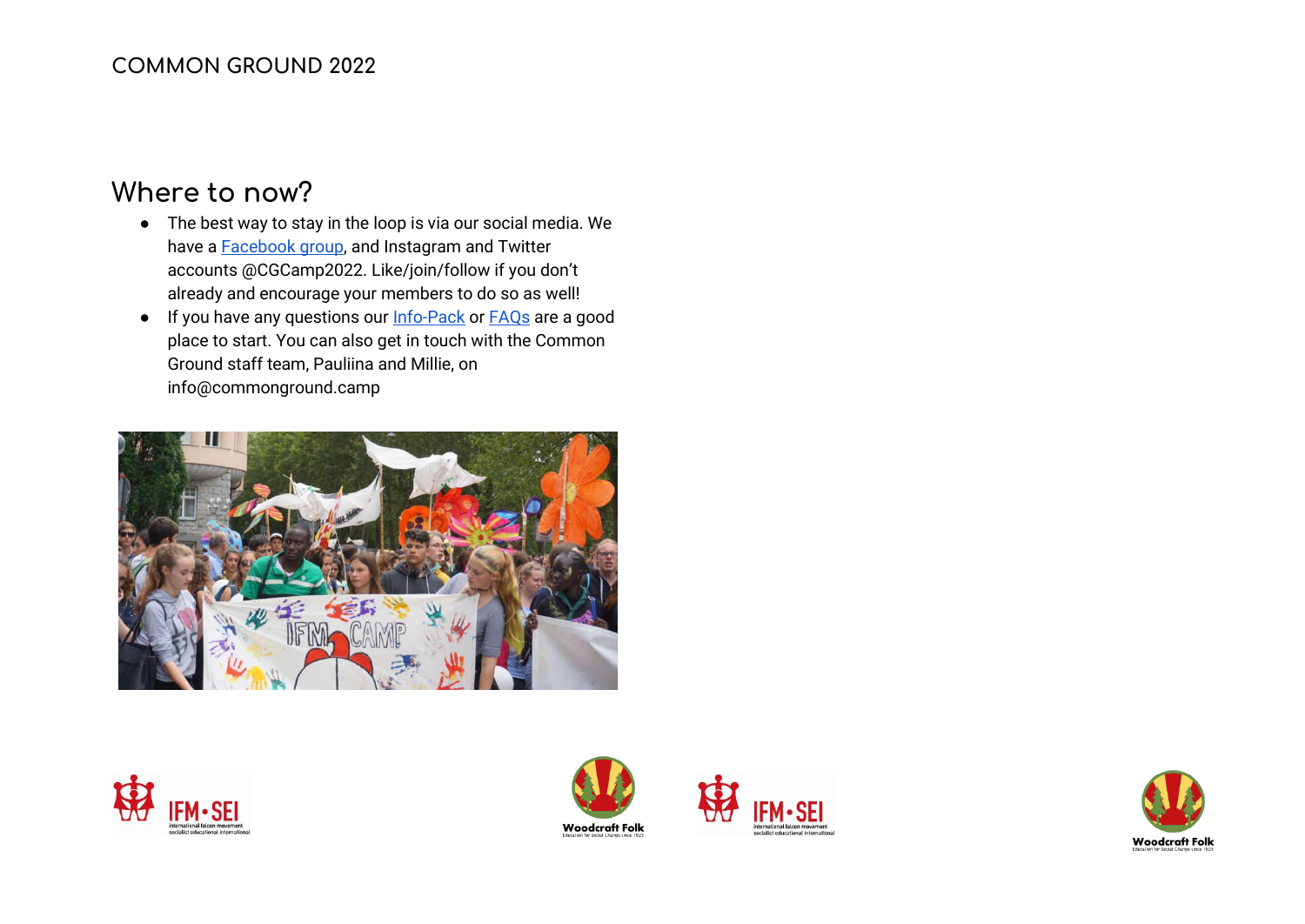## Where to now?

- The best way to stay in the loop is via our social media. We have a Facebook group, and Instagram and Twitter accounts @CGCamp2022. Like/join/follow if you don't already and encourage your members to do so as well!
- If you have any questions our Info-Pack or FAQs are a good place to start. You can also get in touch with the Common Ground staff team, Pauliina and Millie, on info@commonground.camp